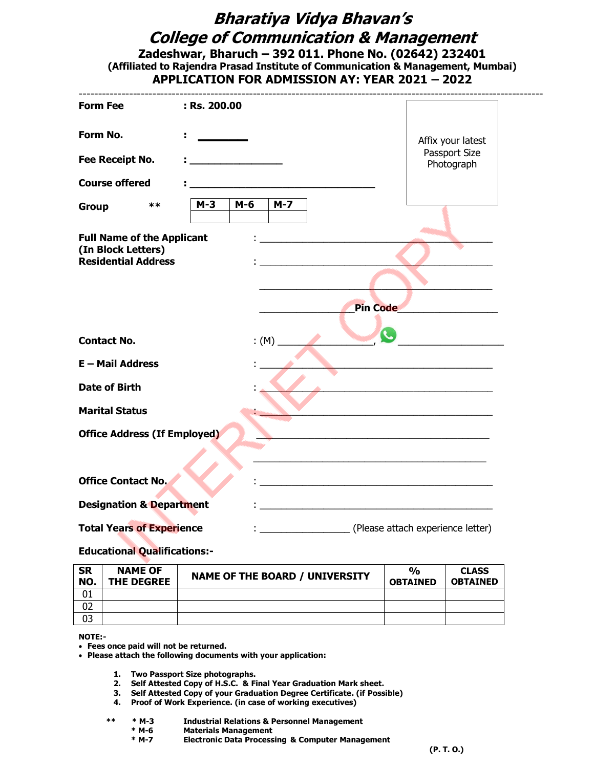# Bharatiya Vidya Bhavan's
# College of Communication & Management

**Zadeshwar, Bharuch – 392 011. Phone No. (02642) 232401**

**(Affiliated to Rajendra Prasad Institute of Communication & Management, Mumbai)**

## APPLICATION FOR ADMISSION AY: YEAR 2021 – 2022

---

Affix your latest Passport Size Photograph

**Form Fee** : **Rs. 200.00**

**Form No.** : ________

**Fee Receipt No.** : _______________

**Course offered** : _______________________________

**Group** **

| M-3 | M-6 | M-7 |
|---|---|---|
| | | |

**Full Name of the Applicant (In Block Letters)** : ________________________________________

**Residential Address** : ________________________________________

________________________________________

_______________ **Pin Code** _______________

**Contact No.** : (M) _______________, _______________

**E – Mail Address** : ________________________________________

**Date of Birth** : ________________________________________

**Marital Status** : ________________________________________

**Office Address (If Employed)** ________________________________________

________________________________________

**Office Contact No.** : ________________________________________

**Designation & Department** : ________________________________________

**Total Years of Experience** : _______________ (Please attach experience letter)

**Educational Qualifications:-**

| SR NO. | NAME OF THE DEGREE | NAME OF THE BOARD / UNIVERSITY | % OBTAINED | CLASS OBTAINED |
|---|---|---|---|---|
| 01 | | | | |
| 02 | | | | |
| 03 | | | | |

**NOTE:-**

- **Fees once paid will not be returned.**
- **Please attach the following documents with your application:**

1. **Two Passport Size photographs.**
2. **Self Attested Copy of H.S.C. & Final Year Graduation Mark sheet.**
3. **Self Attested Copy of your Graduation Degree Certificate. (if Possible)**
4. **Proof of Work Experience. (in case of working executives)**

** 
- * **M-3** **Industrial Relations & Personnel Management**
- * **M-6** **Materials Management**
- * **M-7** **Electronic Data Processing & Computer Management**

**(P. T. O.)**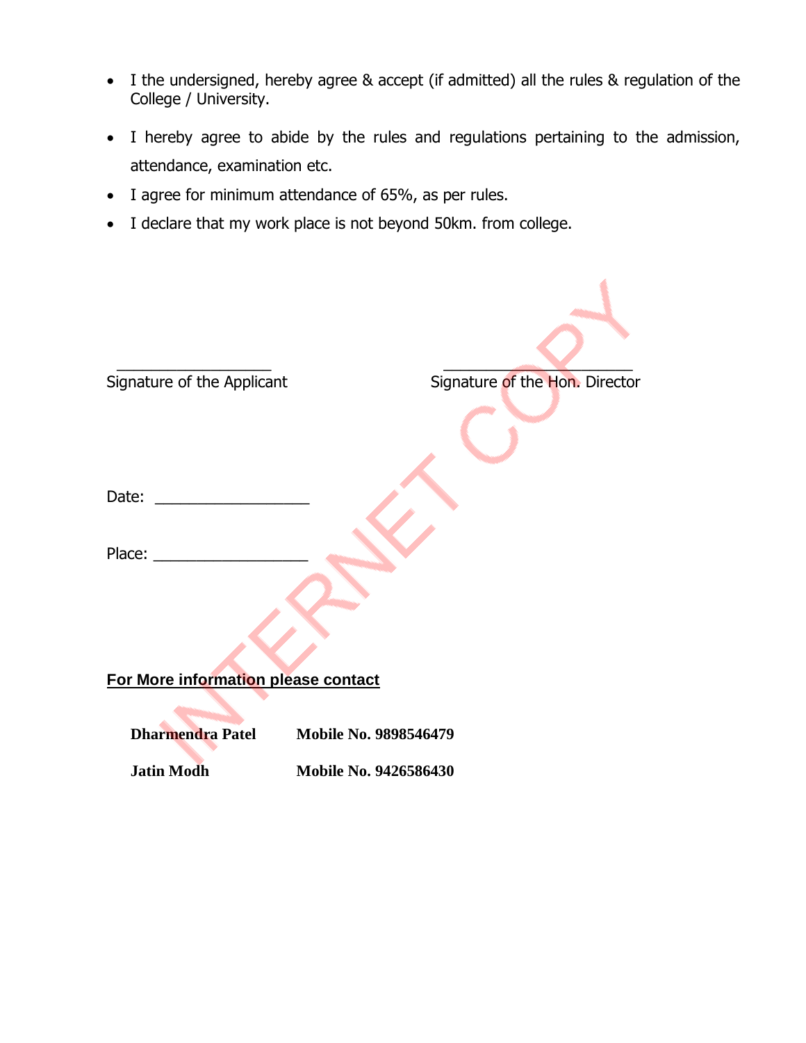- I the undersigned, hereby agree & accept (if admitted) all the rules & regulation of the College / University.
- I hereby agree to abide by the rules and regulations pertaining to the admission, attendance, examination etc.
- I agree for minimum attendance of 65%, as per rules.
- I declare that my work place is not beyond 50km. from college.

| | |
|---|---|
| ___________________ | _______________________ |
| Signature of the Applicant | Signature of the Hon. Director |

Date: ___________________

Place: ___________________

**<u>For More information please contact</u>**

| | |
|---|---|
| **Dharmendra Patel** | **Mobile No. 9898546479** |
| **Jatin Modh** | **Mobile No. 9426586430** |